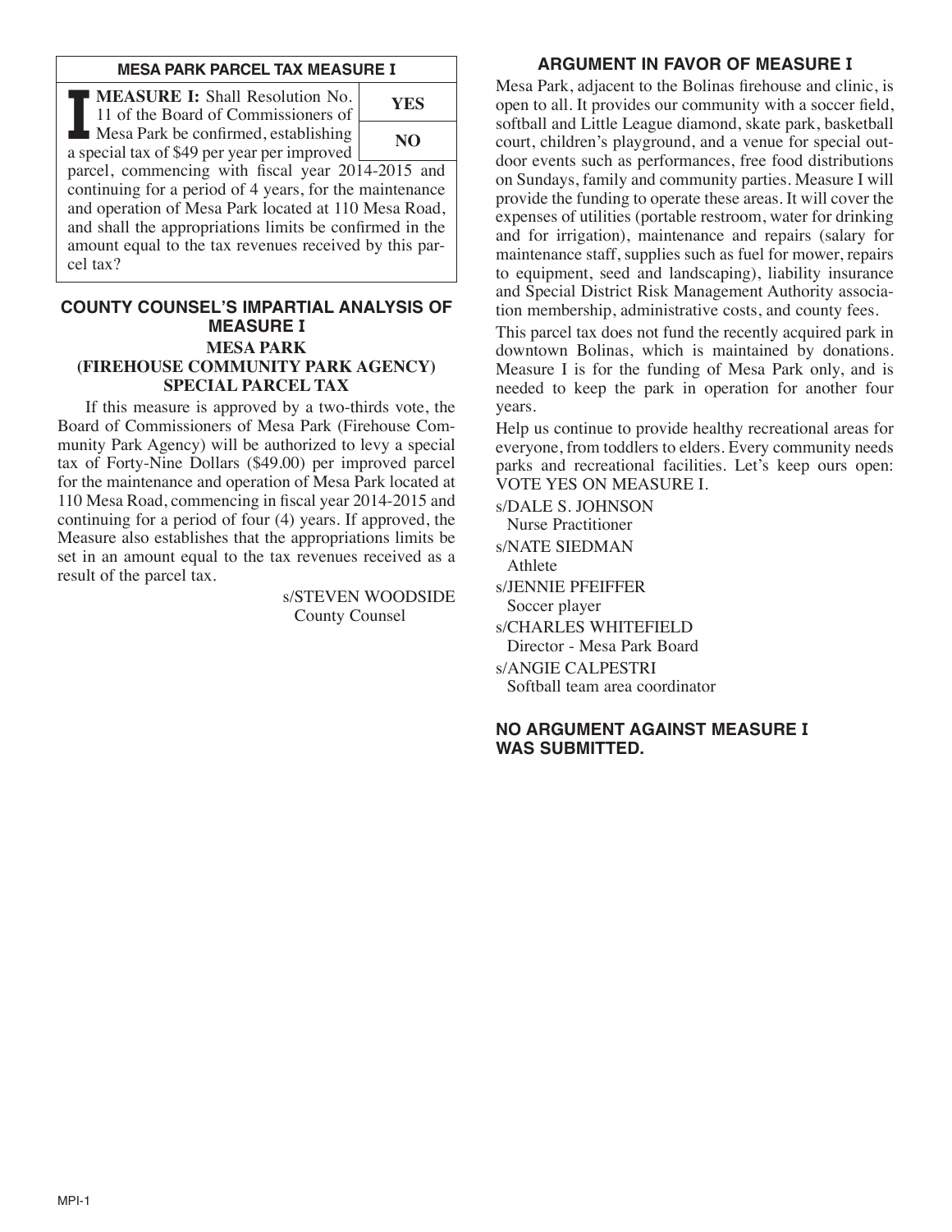## MESA PARK PARCEL TAX MEASURE I

**MEASURE I:** Shall Resolution No. 11 of the Board of Commissioners of Mesa Park be confirmed, establishing a special tax of $49 per year per improved parcel, commencing with fiscal year 2014-2015 and continuing for a period of 4 years, for the maintenance and operation of Mesa Park located at 110 Mesa Road, and shall the appropriations limits be confirmed in the amount equal to the tax revenues received by this parcel tax?

| YES |
|---|
| NO |

## COUNTY COUNSEL'S IMPARTIAL ANALYSIS OF MEASURE I

### MESA PARK (FIREHOUSE COMMUNITY PARK AGENCY) SPECIAL PARCEL TAX

If this measure is approved by a two-thirds vote, the Board of Commissioners of Mesa Park (Firehouse Community Park Agency) will be authorized to levy a special tax of Forty-Nine Dollars ($49.00) per improved parcel for the maintenance and operation of Mesa Park located at 110 Mesa Road, commencing in fiscal year 2014-2015 and continuing for a period of four (4) years. If approved, the Measure also establishes that the appropriations limits be set in an amount equal to the tax revenues received as a result of the parcel tax.

s/STEVEN WOODSIDE
County Counsel

## ARGUMENT IN FAVOR OF MEASURE I

Mesa Park, adjacent to the Bolinas firehouse and clinic, is open to all. It provides our community with a soccer field, softball and Little League diamond, skate park, basketball court, children's playground, and a venue for special outdoor events such as performances, free food distributions on Sundays, family and community parties. Measure I will provide the funding to operate these areas. It will cover the expenses of utilities (portable restroom, water for drinking and for irrigation), maintenance and repairs (salary for maintenance staff, supplies such as fuel for mower, repairs to equipment, seed and landscaping), liability insurance and Special District Risk Management Authority association membership, administrative costs, and county fees.

This parcel tax does not fund the recently acquired park in downtown Bolinas, which is maintained by donations. Measure I is for the funding of Mesa Park only, and is needed to keep the park in operation for another four years.

Help us continue to provide healthy recreational areas for everyone, from toddlers to elders. Every community needs parks and recreational facilities. Let's keep ours open: VOTE YES ON MEASURE I.

s/DALE S. JOHNSON
Nurse Practitioner

s/NATE SIEDMAN
Athlete

s/JENNIE PFEIFFER
Soccer player

s/CHARLES WHITEFIELD
Director - Mesa Park Board

s/ANGIE CALPESTRI
Softball team area coordinator

## NO ARGUMENT AGAINST MEASURE I WAS SUBMITTED.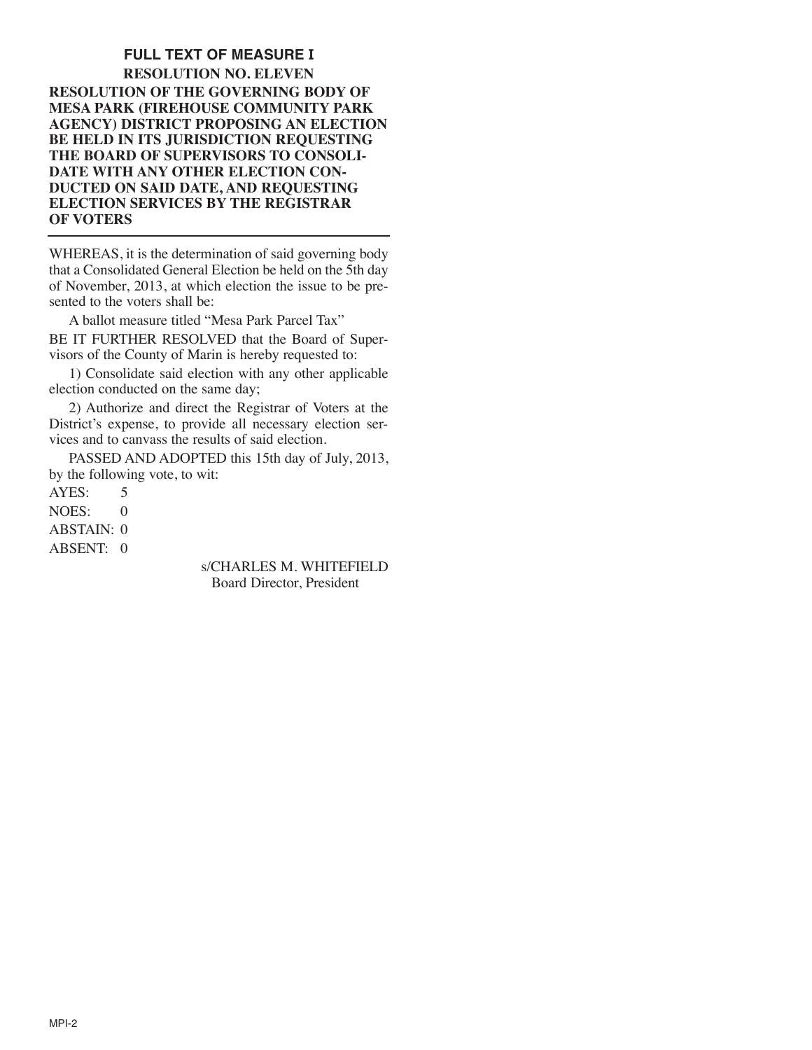## FULL TEXT OF MEASURE I

### RESOLUTION NO. ELEVEN

**RESOLUTION OF THE GOVERNING BODY OF MESA PARK (FIREHOUSE COMMUNITY PARK AGENCY) DISTRICT PROPOSING AN ELECTION BE HELD IN ITS JURISDICTION REQUESTING THE BOARD OF SUPERVISORS TO CONSOLIDATE WITH ANY OTHER ELECTION CONDUCTED ON SAID DATE, AND REQUESTING ELECTION SERVICES BY THE REGISTRAR OF VOTERS**

---

WHEREAS, it is the determination of said governing body that a Consolidated General Election be held on the 5th day of November, 2013, at which election the issue to be presented to the voters shall be:

A ballot measure titled "Mesa Park Parcel Tax"

BE IT FURTHER RESOLVED that the Board of Supervisors of the County of Marin is hereby requested to:

1) Consolidate said election with any other applicable election conducted on the same day;

2) Authorize and direct the Registrar of Voters at the District's expense, to provide all necessary election services and to canvass the results of said election.

PASSED AND ADOPTED this 15th day of July, 2013, by the following vote, to wit:

AYES: 5
NOES: 0
ABSTAIN: 0
ABSENT: 0

s/CHARLES M. WHITEFIELD
Board Director, President